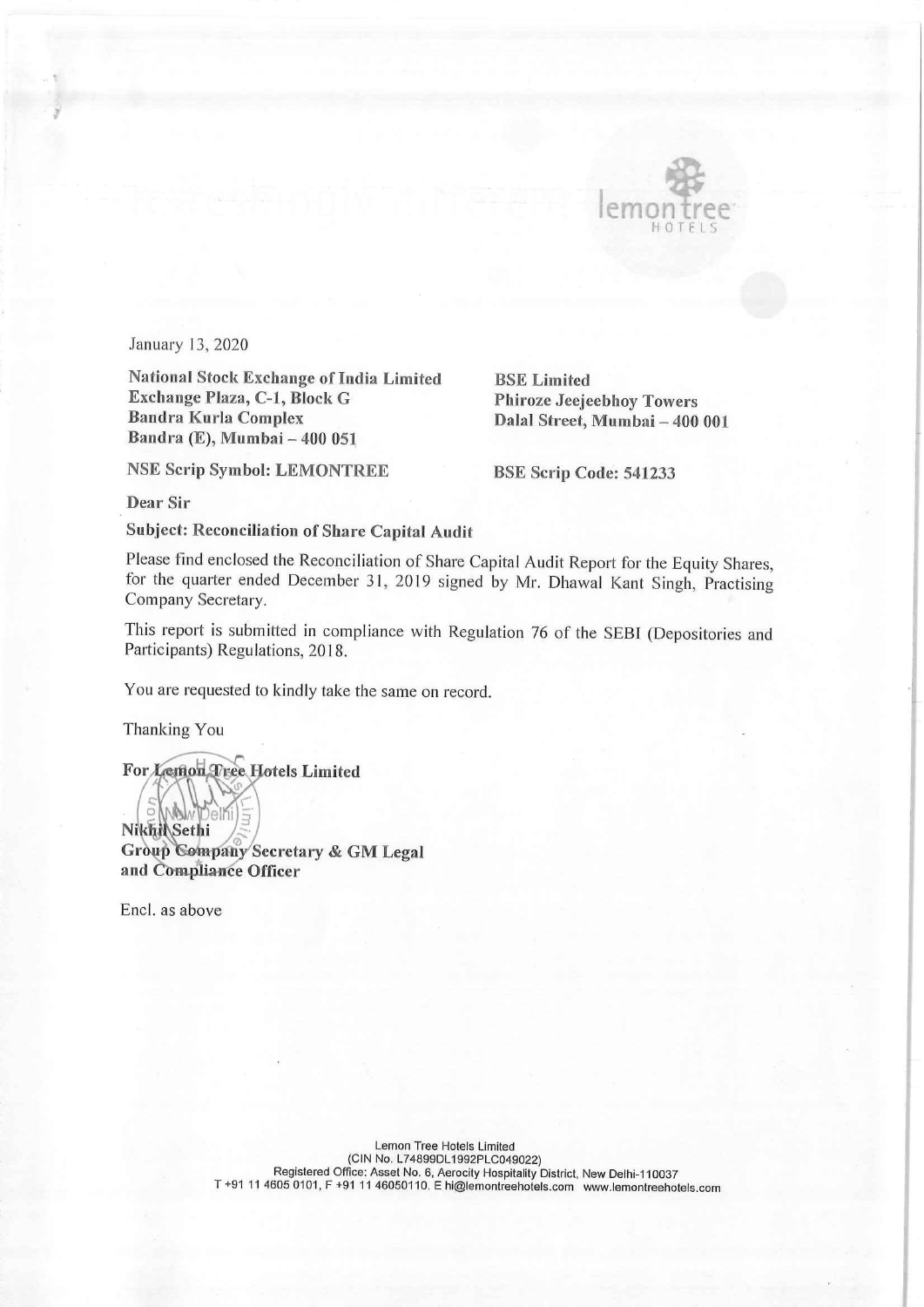January 13, 2020

**National Stock Exchange of India Limited**
**Exchange Plaza, C-1, Block G**
**Bandra Kurla Complex**
**Bandra (E), Mumbai – 400 051**

**NSE Scrip Symbol: LEMONTREE**

**BSE Limited**
**Phiroze Jeejeebhoy Towers**
**Dalal Street, Mumbai – 400 001**

**BSE Scrip Code: 541233**

**Dear Sir**

**Subject: Reconciliation of Share Capital Audit**

Please find enclosed the Reconciliation of Share Capital Audit Report for the Equity Shares, for the quarter ended December 31, 2019 signed by Mr. Dhawal Kant Singh, Practising Company Secretary.

This report is submitted in compliance with Regulation 76 of the SEBI (Depositories and Participants) Regulations, 2018.

You are requested to kindly take the same on record.

Thanking You

**For Lemon Tree Hotels Limited**

**Nikhil Sethi**
**Group Company Secretary & GM Legal and Compliance Officer**

Encl. as above

Lemon Tree Hotels Limited
(CIN No. L74899DL1992PLC049022)
Registered Office: Asset No. 6, Aerocity Hospitality District, New Delhi-110037
T +91 11 4605 0101, F +91 11 46050110. E hi@lemontreehotels.com www.lemontreehotels.com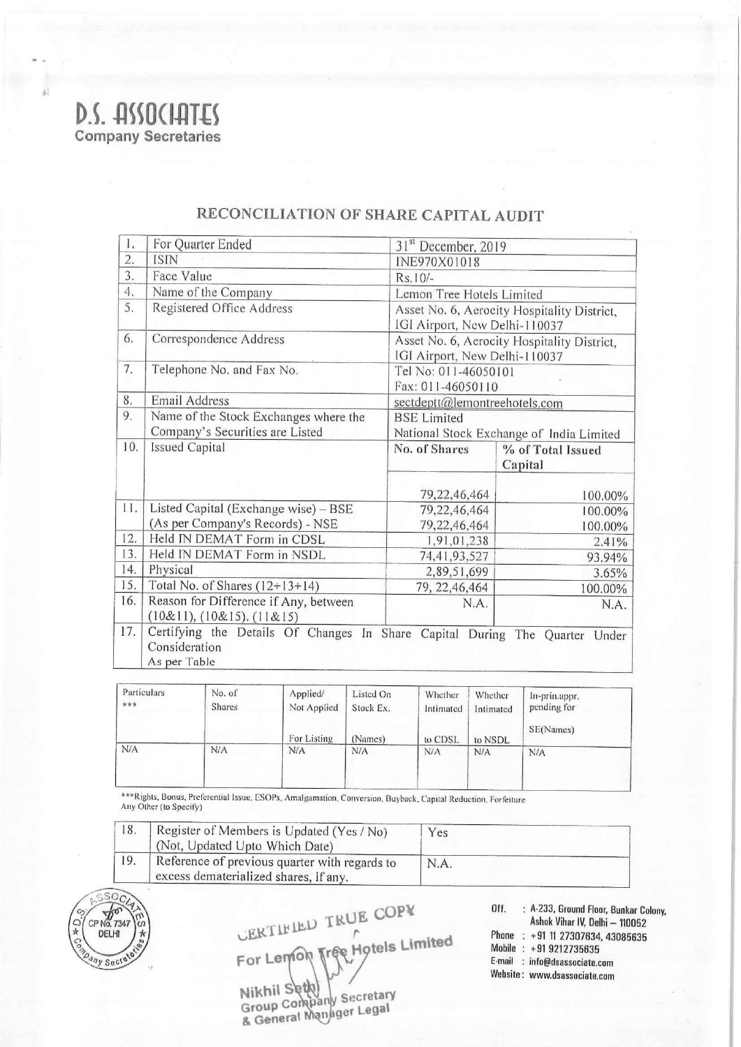**D.S. ASSOCIATES**
**Company Secretaries**

# RECONCILIATION OF SHARE CAPITAL AUDIT

| | | | |
|---|---|---|---|
| 1. | For Quarter Ended | 31[st] December, 2019 | |
| 2. | ISIN | INE970X01018 | |
| 3. | Face Value | Rs.10/- | |
| 4. | Name of the Company | Lemon Tree Hotels Limited | |
| 5. | Registered Office Address | Asset No. 6, Aerocity Hospitality District, IGI Airport, New Delhi-110037 | |
| 6. | Correspondence Address | Asset No. 6, Aerocity Hospitality District, IGI Airport, New Delhi-110037 | |
| 7. | Telephone No. and Fax No. | Tel No: 011-46050101<br>Fax: 011-46050110 | |
| 8. | Email Address | sectdeptt@lemontreehotels.com | |
| 9. | Name of the Stock Exchanges where the Company's Securities are Listed | BSE Limited<br>National Stock Exchange of India Limited | |
| 10. | Issued Capital | No. of Shares | % of Total Issued Capital |
| | | 79,22,46,464 | 100.00% |
| 11. | Listed Capital (Exchange wise) – BSE<br>(As per Company's Records) - NSE | 79,22,46,464<br>79,22,46,464 | 100.00%<br>100.00% |
| 12. | Held IN DEMAT Form in CDSL | 1,91,01,238 | 2.41% |
| 13. | Held IN DEMAT Form in NSDL | 74,41,93,527 | 93.94% |
| 14. | Physical | 2,89,51,699 | 3.65% |
| 15. | Total No. of Shares (12+13+14) | 79, 22,46,464 | 100.00% |
| 16. | Reason for Difference if Any, between (10&11), (10&15). (11&15) | N.A. | N.A. |
| 17. | Certifying the Details Of Changes In Share Capital During The Quarter Under Consideration<br>As per Table | | |

| Particulars *** | No. of Shares | Applied/ Not Applied For Listing | Listed On Stock Ex. (Names) | Whether Intimated to CDSL | Whether Intimated to NSDL | In-prin.appr. pending for SE(Names) |
|---|---|---|---|---|---|---|
| N/A | N/A | N/A | N/A | N/A | N/A | N/A |

***Rights, Bonus, Preferential Issue, ESOPs, Amalgamation, Conversion, Buyback, Capital Reduction, Forfeiture Any Other (to Specify)

| | | |
|---|---|---|
| 18. | Register of Members is Updated (Yes / No) (Not, Updated Upto Which Date) | Yes |
| 19. | Reference of previous quarter with regards to excess dematerialized shares, if any. | N.A. |

CERTIFIED TRUE COPY
For Lemon Tree Hotels Limited

Nikhil Sethi
Group Company Secretary
& General Manager Legal

Off. : A-233, Ground Floor, Bunkar Colony, Ashok Vihar IV, Delhi – 110052
Phone : +91 11 27307634, 43085635
Mobile : +91 9212735635
E-mail : info@dsassociate.com
Website : www.dsassociate.com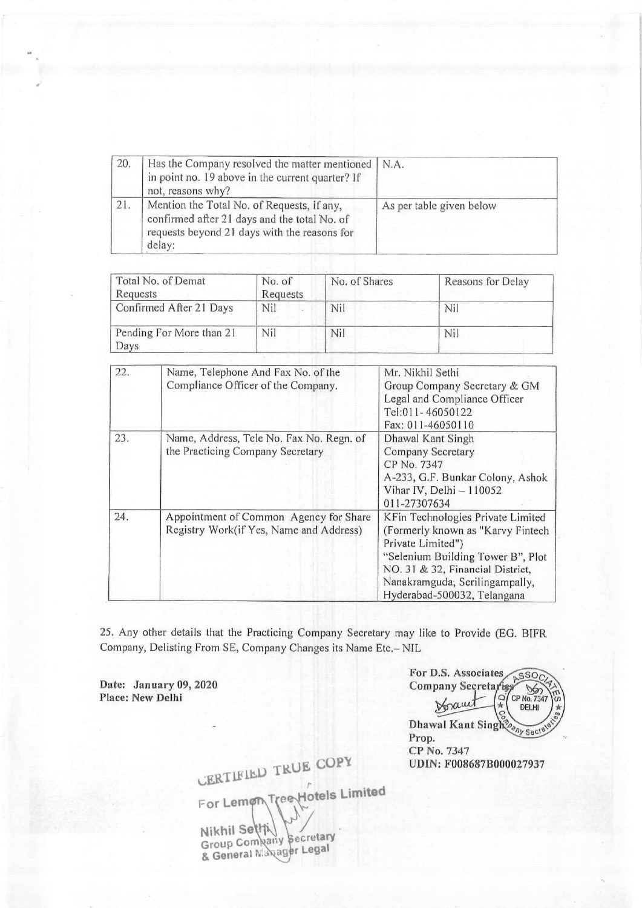| | | |
|---|---|---|
| 20. | Has the Company resolved the matter mentioned in point no. 19 above in the current quarter? If not, reasons why? | N.A. |
| 21. | Mention the Total No. of Requests, if any, confirmed after 21 days and the total No. of requests beyond 21 days with the reasons for delay: | As per table given below |

| Total No. of Demat Requests | No. of Requests | No. of Shares | Reasons for Delay |
|---|---|---|---|
| Confirmed After 21 Days | Nil | Nil | Nil |
| Pending For More than 21 Days | Nil | Nil | Nil |

| | | |
|---|---|---|
| 22. | Name, Telephone And Fax No. of the Compliance Officer of the Company. | Mr. Nikhil Sethi<br>Group Company Secretary & GM Legal and Compliance Officer<br>Tel:011-46050122<br>Fax: 011-46050110 |
| 23. | Name, Address, Tele No. Fax No. Regn. of the Practicing Company Secretary | Dhawal Kant Singh<br>Company Secretary<br>CP No. 7347<br>A-233, G.F. Bunkar Colony, Ashok Vihar IV, Delhi – 110052<br>011-27307634 |
| 24. | Appointment of Common Agency for Share Registry Work(if Yes, Name and Address) | KFin Technologies Private Limited (Formerly known as "Karvy Fintech Private Limited")<br>"Selenium Building Tower B", Plot NO. 31 & 32, Financial District, Nanakramguda, Serilingampally, Hyderabad-500032, Telangana |

25. Any other details that the Practicing Company Secretary may like to Provide (EG. BIFR Company, Delisting From SE, Company Changes its Name Etc.– NIL

**Date: January 09, 2020**
**Place: New Delhi**

**For D.S. Associates**
**Company Secretaries**

**Dhawal Kant Singh**
**Prop.**
**CP No. 7347**
**UDIN: F008687B000027937**

CERTIFIED TRUE COPY
For Lemon Tree Hotels Limited

Nikhil Sethi
Group Company Secretary
& General Manager Legal